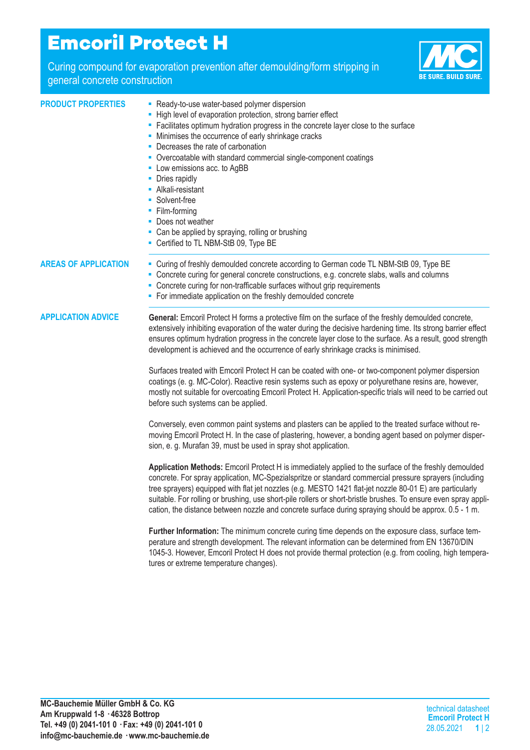# Emcoril Protect H

Curing compound for evaporation prevention after demoulding/form stripping in general concrete construction

BE SURE. BUILD SURE.

## PRODUCT PROPERTIES

- Ready-to-use water-based polymer dispersion
- High level of evaporation protection, strong barrier effect
- Facilitates optimum hydration progress in the concrete layer close to the surface
- Minimises the occurrence of early shrinkage cracks
- Decreases the rate of carbonation
- Overcoatable with standard commercial single-component coatings
- Low emissions acc. to AgBB
- Dries rapidly
- Alkali-resistant
- Solvent-free
- Film-forming
- Does not weather
- Can be applied by spraying, rolling or brushing
- Certified to TL NBM-StB 09, Type BE

## AREAS OF APPLICATION

- Curing of freshly demoulded concrete according to German code TL NBM-StB 09, Type BE
- Concrete curing for general concrete constructions, e.g. concrete slabs, walls and columns
- Concrete curing for non-trafficable surfaces without grip requirements
- For immediate application on the freshly demoulded concrete

## APPLICATION ADVICE

**General:** Emcoril Protect H forms a protective film on the surface of the freshly demoulded concrete, extensively inhibiting evaporation of the water during the decisive hardening time. Its strong barrier effect ensures optimum hydration progress in the concrete layer close to the surface. As a result, good strength development is achieved and the occurrence of early shrinkage cracks is minimised.

Surfaces treated with Emcoril Protect H can be coated with one- or two-component polymer dispersion coatings (e. g. MC-Color). Reactive resin systems such as epoxy or polyurethane resins are, however, mostly not suitable for overcoating Emcoril Protect H. Application-specific trials will need to be carried out before such systems can be applied.

Conversely, even common paint systems and plasters can be applied to the treated surface without removing Emcoril Protect H. In the case of plastering, however, a bonding agent based on polymer dispersion, e. g. Murafan 39, must be used in spray shot application.

**Application Methods:** Emcoril Protect H is immediately applied to the surface of the freshly demoulded concrete. For spray application, MC-Spezialspritze or standard commercial pressure sprayers (including tree sprayers) equipped with flat jet nozzles (e.g. MESTO 1421 flat-jet nozzle 80-01 E) are particularly suitable. For rolling or brushing, use short-pile rollers or short-bristle brushes. To ensure even spray application, the distance between nozzle and concrete surface during spraying should be approx. 0.5 - 1 m.

**Further Information:** The minimum concrete curing time depends on the exposure class, surface temperature and strength development. The relevant information can be determined from EN 13670/DIN 1045-3. However, Emcoril Protect H does not provide thermal protection (e.g. from cooling, high temperatures or extreme temperature changes).

**MC-Bauchemie Müller GmbH & Co. KG**
**Am Kruppwald 1-8 · 46328 Bottrop**
**Tel. +49 (0) 2041-101 0 · Fax: +49 (0) 2041-101 0**
**info@mc-bauchemie.de · www.mc-bauchemie.de**

technical datasheet
**Emcoril Protect H**
28.05.2021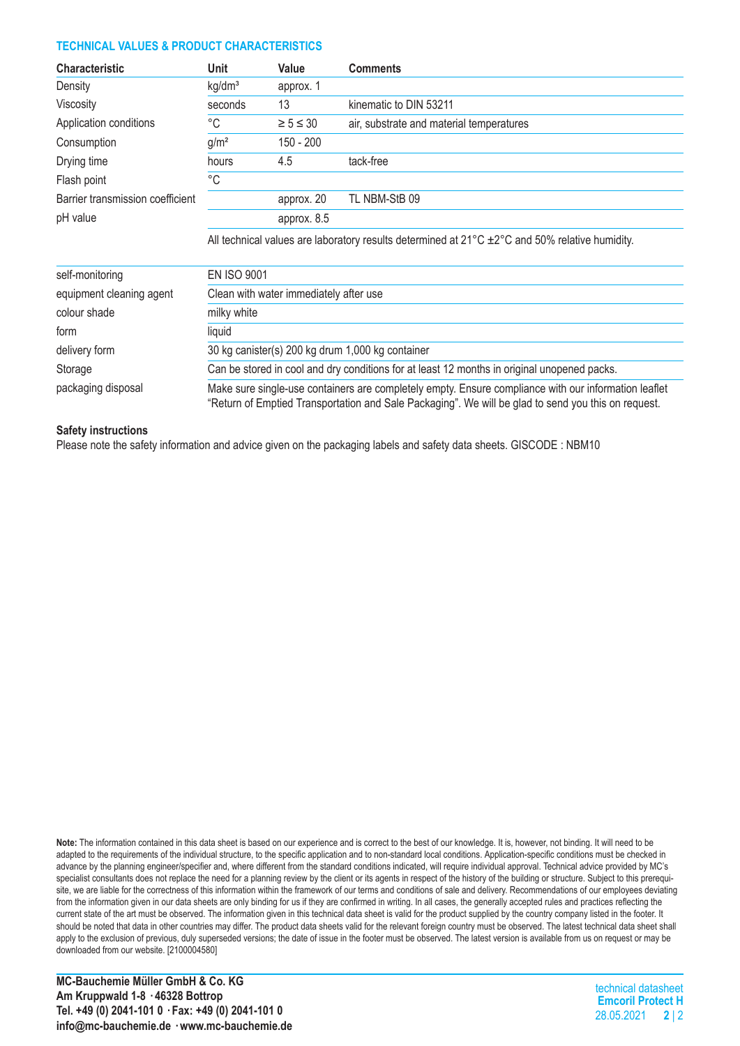## TECHNICAL VALUES & PRODUCT CHARACTERISTICS

| Characteristic | Unit | Value | Comments |
|---|---|---|---|
| Density | kg/dm³ | approx. 1 | |
| Viscosity | seconds | 13 | kinematic to DIN 53211 |
| Application conditions | °C | ≥ 5 ≤ 30 | air, substrate and material temperatures |
| Consumption | g/m² | 150 - 200 | |
| Drying time | hours | 4.5 | tack-free |
| Flash point | °C | | |
| Barrier transmission coefficient | | approx. 20 | TL NBM-StB 09 |
| pH value | | approx. 8.5 | |

All technical values are laboratory results determined at 21°C ±2°C and 50% relative humidity.

| | |
|---|---|
| self-monitoring | EN ISO 9001 |
| equipment cleaning agent | Clean with water immediately after use |
| colour shade | milky white |
| form | liquid |
| delivery form | 30 kg canister(s) 200 kg drum 1,000 kg container |
| Storage | Can be stored in cool and dry conditions for at least 12 months in original unopened packs. |
| packaging disposal | Make sure single-use containers are completely empty. Ensure compliance with our information leaflet “Return of Emptied Transportation and Sale Packaging”. We will be glad to send you this on request. |

**Safety instructions**
Please note the safety information and advice given on the packaging labels and safety data sheets. GISCODE : NBM10

**Note:** The information contained in this data sheet is based on our experience and is correct to the best of our knowledge. It is, however, not binding. It will need to be adapted to the requirements of the individual structure, to the specific application and to non-standard local conditions. Application-specific conditions must be checked in advance by the planning engineer/specifier and, where different from the standard conditions indicated, will require individual approval. Technical advice provided by MC's specialist consultants does not replace the need for a planning review by the client or its agents in respect of the history of the building or structure. Subject to this prerequisite, we are liable for the correctness of this information within the framework of our terms and conditions of sale and delivery. Recommendations of our employees deviating from the information given in our data sheets are only binding for us if they are confirmed in writing. In all cases, the generally accepted rules and practices reflecting the current state of the art must be observed. The information given in this technical data sheet is valid for the product supplied by the country company listed in the footer. It should be noted that data in other countries may differ. The product data sheets valid for the relevant foreign country must be observed. The latest technical data sheet shall apply to the exclusion of previous, duly superseded versions; the date of issue in the footer must be observed. The latest version is available from us on request or may be downloaded from our website. [2100004580]

**MC-Bauchemie Müller GmbH & Co. KG**
**Am Kruppwald 1-8 · 46328 Bottrop**
**Tel. +49 (0) 2041-101 0 · Fax: +49 (0) 2041-101 0**
**info@mc-bauchemie.de · www.mc-bauchemie.de**

technical datasheet
**Emcoril Protect H**
28.05.2021